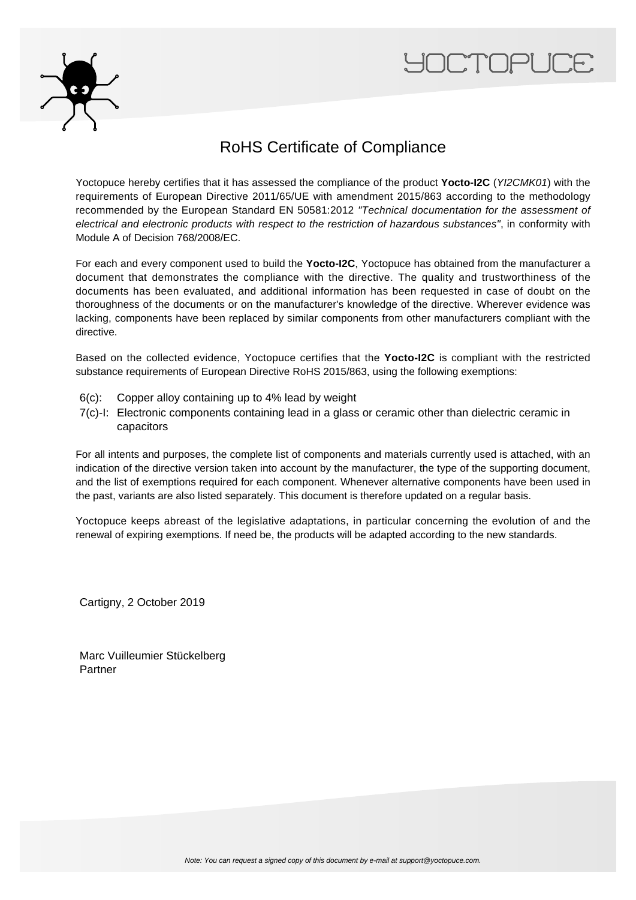# RoHS Certificate of Compliance

Yoctopuce hereby certifies that it has assessed the compliance of the product **Yocto-I2C** (*YI2CMK01*) with the requirements of European Directive 2011/65/UE with amendment 2015/863 according to the methodology recommended by the European Standard EN 50581:2012 *"Technical documentation for the assessment of electrical and electronic products with respect to the restriction of hazardous substances"*, in conformity with Module A of Decision 768/2008/EC.

For each and every component used to build the **Yocto-I2C**, Yoctopuce has obtained from the manufacturer a document that demonstrates the compliance with the directive. The quality and trustworthiness of the documents has been evaluated, and additional information has been requested in case of doubt on the thoroughness of the documents or on the manufacturer's knowledge of the directive. Wherever evidence was lacking, components have been replaced by similar components from other manufacturers compliant with the directive.

Based on the collected evidence, Yoctopuce certifies that the **Yocto-I2C** is compliant with the restricted substance requirements of European Directive RoHS 2015/863, using the following exemptions:

- 6(c): Copper alloy containing up to 4% lead by weight
- 7(c)-I: Electronic components containing lead in a glass or ceramic other than dielectric ceramic in capacitors

For all intents and purposes, the complete list of components and materials currently used is attached, with an indication of the directive version taken into account by the manufacturer, the type of the supporting document, and the list of exemptions required for each component. Whenever alternative components have been used in the past, variants are also listed separately. This document is therefore updated on a regular basis.

Yoctopuce keeps abreast of the legislative adaptations, in particular concerning the evolution of and the renewal of expiring exemptions. If need be, the products will be adapted according to the new standards.

Cartigny, 2 October 2019

Marc Vuilleumier Stückelberg
Partner

*Note: You can request a signed copy of this document by e-mail at support@yoctopuce.com.*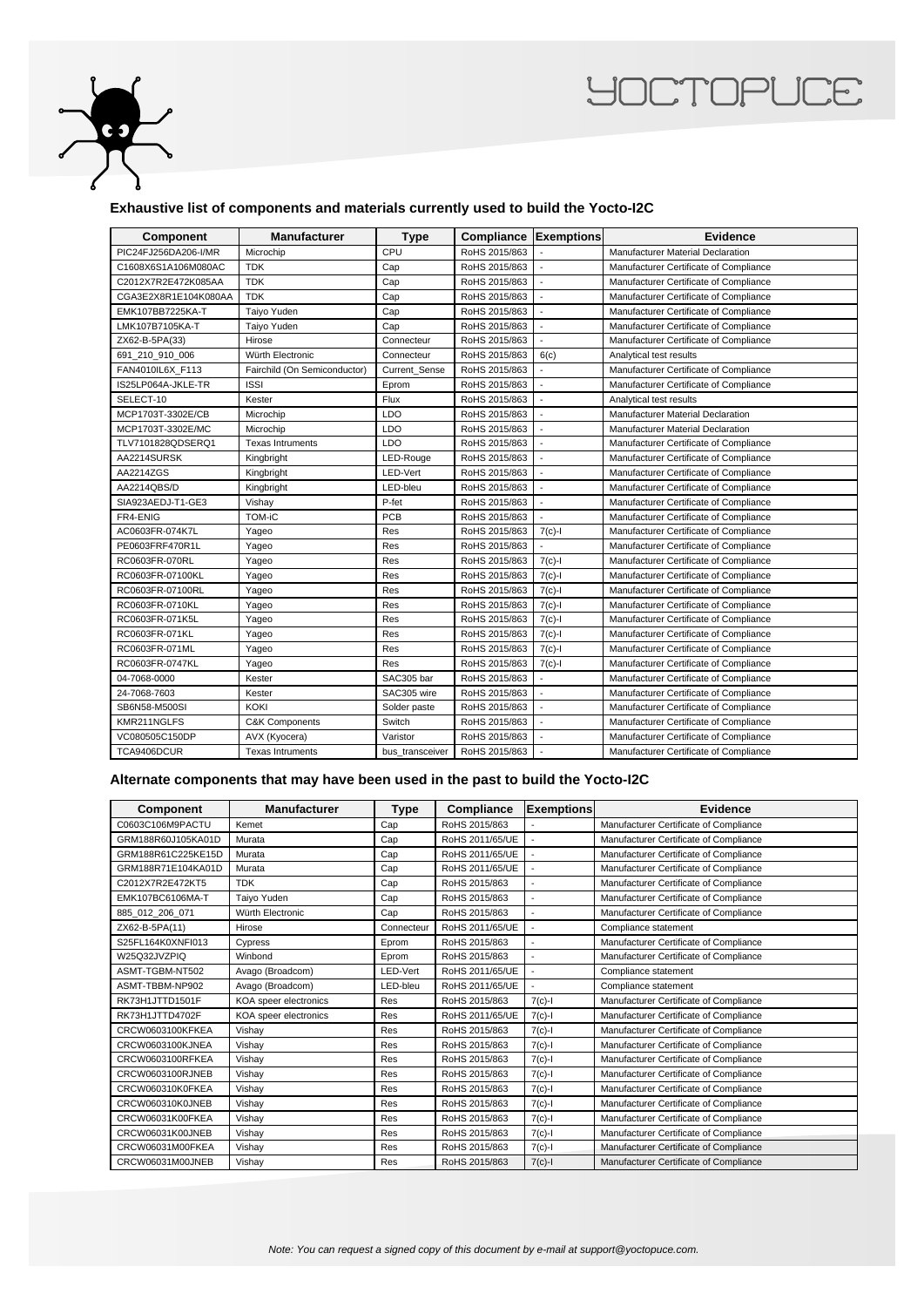### Exhaustive list of components and materials currently used to build the Yocto-I2C

| Component | Manufacturer | Type | Compliance | Exemptions | Evidence |
|---|---|---|---|---|---|
| PIC24FJ256DA206-I/MR | Microchip | CPU | RoHS 2015/863 | - | Manufacturer Material Declaration |
| C1608X6S1A106M080AC | TDK | Cap | RoHS 2015/863 | - | Manufacturer Certificate of Compliance |
| C2012X7R2E472K085AA | TDK | Cap | RoHS 2015/863 | - | Manufacturer Certificate of Compliance |
| CGA3E2X8R1E104K080AA | TDK | Cap | RoHS 2015/863 | - | Manufacturer Certificate of Compliance |
| EMK107BB7225KA-T | Taiyo Yuden | Cap | RoHS 2015/863 | - | Manufacturer Certificate of Compliance |
| LMK107B7105KA-T | Taiyo Yuden | Cap | RoHS 2015/863 | - | Manufacturer Certificate of Compliance |
| ZX62-B-5PA(33) | Hirose | Connecteur | RoHS 2015/863 | - | Manufacturer Certificate of Compliance |
| 691_210_910_006 | Würth Electronic | Connecteur | RoHS 2015/863 | 6(c) | Analytical test results |
| FAN4010IL6X_F113 | Fairchild (On Semiconductor) | Current_Sense | RoHS 2015/863 | - | Manufacturer Certificate of Compliance |
| IS25LP064A-JKLE-TR | ISSI | Eprom | RoHS 2015/863 | - | Manufacturer Certificate of Compliance |
| SELECT-10 | Kester | Flux | RoHS 2015/863 | - | Analytical test results |
| MCP1703T-3302E/CB | Microchip | LDO | RoHS 2015/863 | - | Manufacturer Material Declaration |
| MCP1703T-3302E/MC | Microchip | LDO | RoHS 2015/863 | - | Manufacturer Material Declaration |
| TLV7101828QDSERQ1 | Texas Intruments | LDO | RoHS 2015/863 | - | Manufacturer Certificate of Compliance |
| AA2214SURSK | Kingbright | LED-Rouge | RoHS 2015/863 | - | Manufacturer Certificate of Compliance |
| AA2214ZGS | Kingbright | LED-Vert | RoHS 2015/863 | - | Manufacturer Certificate of Compliance |
| AA2214QBS/D | Kingbright | LED-bleu | RoHS 2015/863 | - | Manufacturer Certificate of Compliance |
| SIA923AEDJ-T1-GE3 | Vishay | P-fet | RoHS 2015/863 | - | Manufacturer Certificate of Compliance |
| FR4-ENIG | TOM-iC | PCB | RoHS 2015/863 | - | Manufacturer Certificate of Compliance |
| AC0603FR-074K7L | Yageo | Res | RoHS 2015/863 | 7(c)-I | Manufacturer Certificate of Compliance |
| PE0603FRF470R1L | Yageo | Res | RoHS 2015/863 | - | Manufacturer Certificate of Compliance |
| RC0603FR-070RL | Yageo | Res | RoHS 2015/863 | 7(c)-I | Manufacturer Certificate of Compliance |
| RC0603FR-07100KL | Yageo | Res | RoHS 2015/863 | 7(c)-I | Manufacturer Certificate of Compliance |
| RC0603FR-07100RL | Yageo | Res | RoHS 2015/863 | 7(c)-I | Manufacturer Certificate of Compliance |
| RC0603FR-0710KL | Yageo | Res | RoHS 2015/863 | 7(c)-I | Manufacturer Certificate of Compliance |
| RC0603FR-071K5L | Yageo | Res | RoHS 2015/863 | 7(c)-I | Manufacturer Certificate of Compliance |
| RC0603FR-071KL | Yageo | Res | RoHS 2015/863 | 7(c)-I | Manufacturer Certificate of Compliance |
| RC0603FR-071ML | Yageo | Res | RoHS 2015/863 | 7(c)-I | Manufacturer Certificate of Compliance |
| RC0603FR-0747KL | Yageo | Res | RoHS 2015/863 | 7(c)-I | Manufacturer Certificate of Compliance |
| 04-7068-0000 | Kester | SAC305 bar | RoHS 2015/863 | - | Manufacturer Certificate of Compliance |
| 24-7068-7603 | Kester | SAC305 wire | RoHS 2015/863 | - | Manufacturer Certificate of Compliance |
| SB6N58-M500SI | KOKI | Solder paste | RoHS 2015/863 | - | Manufacturer Certificate of Compliance |
| KMR211NGLFS | C&K Components | Switch | RoHS 2015/863 | - | Manufacturer Certificate of Compliance |
| VC080505C150DP | AVX (Kyocera) | Varistor | RoHS 2015/863 | - | Manufacturer Certificate of Compliance |
| TCA9406DCUR | Texas Intruments | bus_transceiver | RoHS 2015/863 | - | Manufacturer Certificate of Compliance |

### Alternate components that may have been used in the past to build the Yocto-I2C

| Component | Manufacturer | Type | Compliance | Exemptions | Evidence |
|---|---|---|---|---|---|
| C0603C106M9PACTU | Kemet | Cap | RoHS 2015/863 | - | Manufacturer Certificate of Compliance |
| GRM188R60J105KA01D | Murata | Cap | RoHS 2011/65/UE | - | Manufacturer Certificate of Compliance |
| GRM188R61C225KE15D | Murata | Cap | RoHS 2011/65/UE | - | Manufacturer Certificate of Compliance |
| GRM188R71E104KA01D | Murata | Cap | RoHS 2011/65/UE | - | Manufacturer Certificate of Compliance |
| C2012X7R2E472KT5 | TDK | Cap | RoHS 2015/863 | - | Manufacturer Certificate of Compliance |
| EMK107BC6106MA-T | Taiyo Yuden | Cap | RoHS 2015/863 | - | Manufacturer Certificate of Compliance |
| 885_012_206_071 | Würth Electronic | Cap | RoHS 2015/863 | - | Manufacturer Certificate of Compliance |
| ZX62-B-5PA(11) | Hirose | Connecteur | RoHS 2011/65/UE | - | Compliance statement |
| S25FL164K0XNFI013 | Cypress | Eprom | RoHS 2015/863 | - | Manufacturer Certificate of Compliance |
| W25Q32JVZPIQ | Winbond | Eprom | RoHS 2015/863 | - | Manufacturer Certificate of Compliance |
| ASMT-TGBM-NT502 | Avago (Broadcom) | LED-Vert | RoHS 2011/65/UE | - | Compliance statement |
| ASMT-TBBM-NP902 | Avago (Broadcom) | LED-bleu | RoHS 2011/65/UE | - | Compliance statement |
| RK73H1JTTD1501F | KOA speer electronics | Res | RoHS 2015/863 | 7(c)-I | Manufacturer Certificate of Compliance |
| RK73H1JTTD4702F | KOA speer electronics | Res | RoHS 2011/65/UE | 7(c)-I | Manufacturer Certificate of Compliance |
| CRCW0603100KFKEA | Vishay | Res | RoHS 2015/863 | 7(c)-I | Manufacturer Certificate of Compliance |
| CRCW0603100KJNEA | Vishay | Res | RoHS 2015/863 | 7(c)-I | Manufacturer Certificate of Compliance |
| CRCW0603100RFKEA | Vishay | Res | RoHS 2015/863 | 7(c)-I | Manufacturer Certificate of Compliance |
| CRCW0603100RJNEB | Vishay | Res | RoHS 2015/863 | 7(c)-I | Manufacturer Certificate of Compliance |
| CRCW060310K0FKEA | Vishay | Res | RoHS 2015/863 | 7(c)-I | Manufacturer Certificate of Compliance |
| CRCW060310K0JNEB | Vishay | Res | RoHS 2015/863 | 7(c)-I | Manufacturer Certificate of Compliance |
| CRCW06031K00FKEA | Vishay | Res | RoHS 2015/863 | 7(c)-I | Manufacturer Certificate of Compliance |
| CRCW06031K00JNEB | Vishay | Res | RoHS 2015/863 | 7(c)-I | Manufacturer Certificate of Compliance |
| CRCW06031M00FKEA | Vishay | Res | RoHS 2015/863 | 7(c)-I | Manufacturer Certificate of Compliance |
| CRCW06031M00JNEB | Vishay | Res | RoHS 2015/863 | 7(c)-I | Manufacturer Certificate of Compliance |

*Note: You can request a signed copy of this document by e-mail at support@yoctopuce.com.*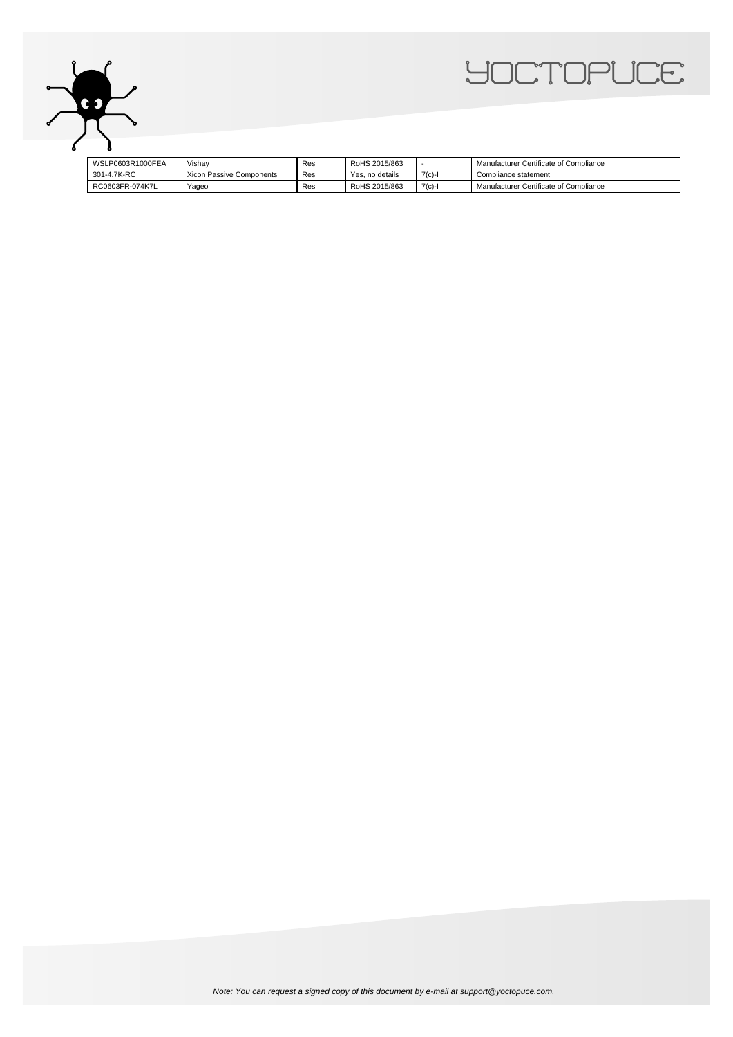| | | | | | |
|---|---|---|---|---|---|
| WSLP0603R1000FEA | Vishay | Res | RoHS 2015/863 | - | Manufacturer Certificate of Compliance |
| 301-4.7K-RC | Xicon Passive Components | Res | Yes, no details | 7(c)-I | Compliance statement |
| RC0603FR-074K7L | Yageo | Res | RoHS 2015/863 | 7(c)-I | Manufacturer Certificate of Compliance |

*Note: You can request a signed copy of this document by e-mail at support@yoctopuce.com.*